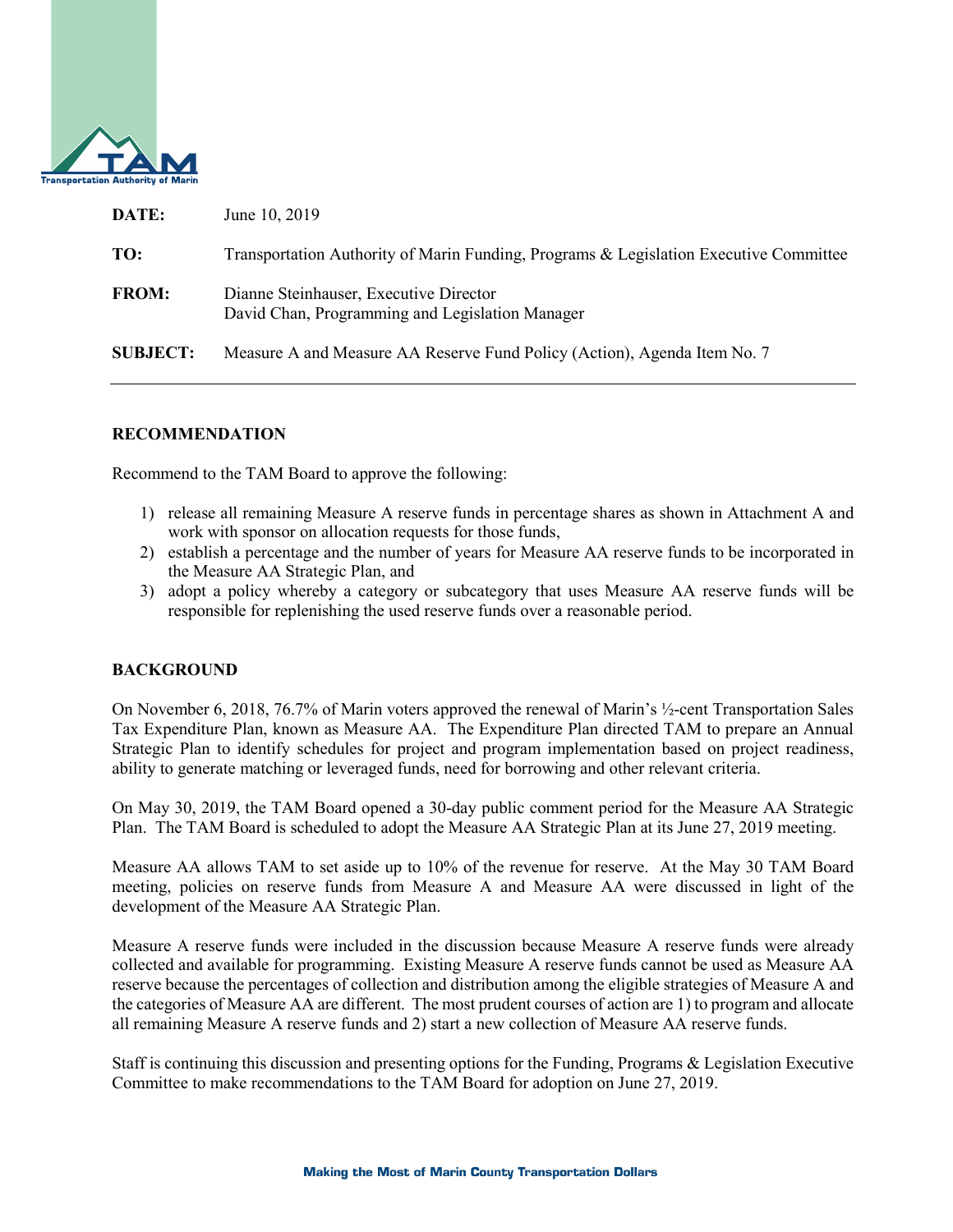| | |
|---|---|
| **DATE:** | June 10, 2019 |
| **TO:** | Transportation Authority of Marin Funding, Programs & Legislation Executive Committee |
| **FROM:** | Dianne Steinhauser, Executive Director<br>David Chan, Programming and Legislation Manager |
| **SUBJECT:** | Measure A and Measure AA Reserve Fund Policy (Action), Agenda Item No. 7 |

## RECOMMENDATION

Recommend to the TAM Board to approve the following:

1) release all remaining Measure A reserve funds in percentage shares as shown in Attachment A and work with sponsor on allocation requests for those funds,
2) establish a percentage and the number of years for Measure AA reserve funds to be incorporated in the Measure AA Strategic Plan, and
3) adopt a policy whereby a category or subcategory that uses Measure AA reserve funds will be responsible for replenishing the used reserve funds over a reasonable period.

## BACKGROUND

On November 6, 2018, 76.7% of Marin voters approved the renewal of Marin's ½-cent Transportation Sales Tax Expenditure Plan, known as Measure AA. The Expenditure Plan directed TAM to prepare an Annual Strategic Plan to identify schedules for project and program implementation based on project readiness, ability to generate matching or leveraged funds, need for borrowing and other relevant criteria.

On May 30, 2019, the TAM Board opened a 30-day public comment period for the Measure AA Strategic Plan. The TAM Board is scheduled to adopt the Measure AA Strategic Plan at its June 27, 2019 meeting.

Measure AA allows TAM to set aside up to 10% of the revenue for reserve. At the May 30 TAM Board meeting, policies on reserve funds from Measure A and Measure AA were discussed in light of the development of the Measure AA Strategic Plan.

Measure A reserve funds were included in the discussion because Measure A reserve funds were already collected and available for programming. Existing Measure A reserve funds cannot be used as Measure AA reserve because the percentages of collection and distribution among the eligible strategies of Measure A and the categories of Measure AA are different. The most prudent courses of action are 1) to program and allocate all remaining Measure A reserve funds and 2) start a new collection of Measure AA reserve funds.

Staff is continuing this discussion and presenting options for the Funding, Programs & Legislation Executive Committee to make recommendations to the TAM Board for adoption on June 27, 2019.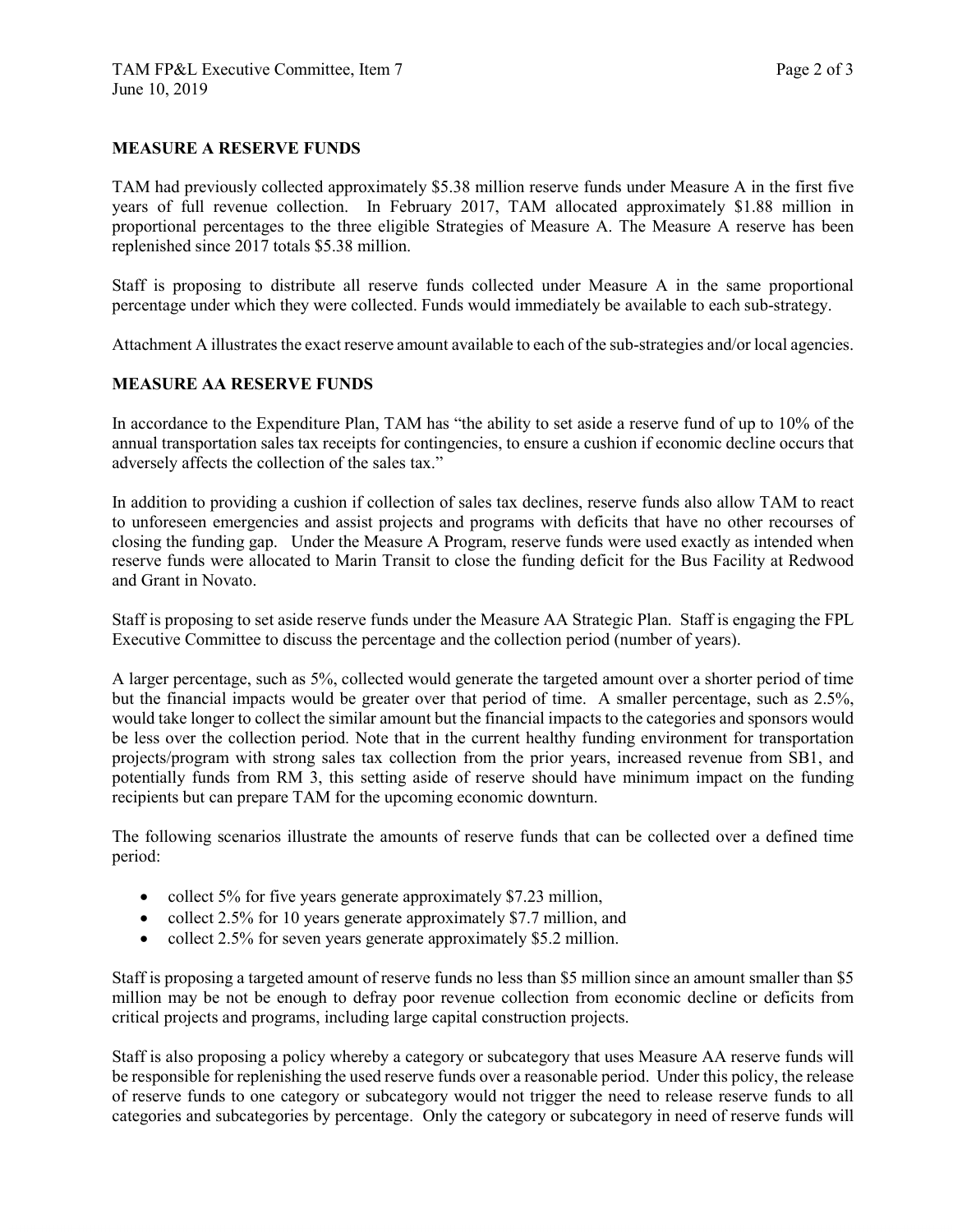**MEASURE A RESERVE FUNDS**

TAM had previously collected approximately $5.38 million reserve funds under Measure A in the first five years of full revenue collection. In February 2017, TAM allocated approximately $1.88 million in proportional percentages to the three eligible Strategies of Measure A. The Measure A reserve has been replenished since 2017 totals $5.38 million.

Staff is proposing to distribute all reserve funds collected under Measure A in the same proportional percentage under which they were collected. Funds would immediately be available to each sub-strategy.

Attachment A illustrates the exact reserve amount available to each of the sub-strategies and/or local agencies.

**MEASURE AA RESERVE FUNDS**

In accordance to the Expenditure Plan, TAM has "the ability to set aside a reserve fund of up to 10% of the annual transportation sales tax receipts for contingencies, to ensure a cushion if economic decline occurs that adversely affects the collection of the sales tax."

In addition to providing a cushion if collection of sales tax declines, reserve funds also allow TAM to react to unforeseen emergencies and assist projects and programs with deficits that have no other recourses of closing the funding gap. Under the Measure A Program, reserve funds were used exactly as intended when reserve funds were allocated to Marin Transit to close the funding deficit for the Bus Facility at Redwood and Grant in Novato.

Staff is proposing to set aside reserve funds under the Measure AA Strategic Plan. Staff is engaging the FPL Executive Committee to discuss the percentage and the collection period (number of years).

A larger percentage, such as 5%, collected would generate the targeted amount over a shorter period of time but the financial impacts would be greater over that period of time. A smaller percentage, such as 2.5%, would take longer to collect the similar amount but the financial impacts to the categories and sponsors would be less over the collection period. Note that in the current healthy funding environment for transportation projects/program with strong sales tax collection from the prior years, increased revenue from SB1, and potentially funds from RM 3, this setting aside of reserve should have minimum impact on the funding recipients but can prepare TAM for the upcoming economic downturn.

The following scenarios illustrate the amounts of reserve funds that can be collected over a defined time period:

- collect 5% for five years generate approximately $7.23 million,
- collect 2.5% for 10 years generate approximately $7.7 million, and
- collect 2.5% for seven years generate approximately $5.2 million.

Staff is proposing a targeted amount of reserve funds no less than $5 million since an amount smaller than $5 million may be not be enough to defray poor revenue collection from economic decline or deficits from critical projects and programs, including large capital construction projects.

Staff is also proposing a policy whereby a category or subcategory that uses Measure AA reserve funds will be responsible for replenishing the used reserve funds over a reasonable period. Under this policy, the release of reserve funds to one category or subcategory would not trigger the need to release reserve funds to all categories and subcategories by percentage. Only the category or subcategory in need of reserve funds will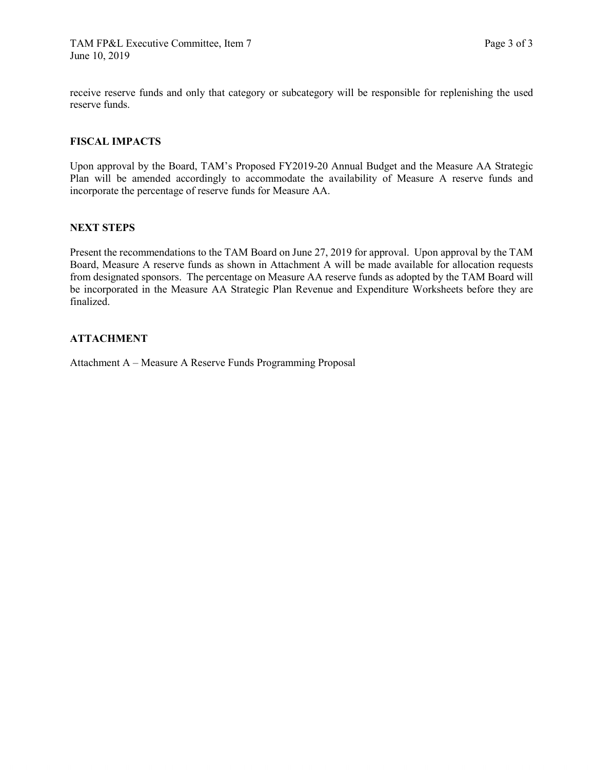receive reserve funds and only that category or subcategory will be responsible for replenishing the used reserve funds.

## FISCAL IMPACTS

Upon approval by the Board, TAM's Proposed FY2019-20 Annual Budget and the Measure AA Strategic Plan will be amended accordingly to accommodate the availability of Measure A reserve funds and incorporate the percentage of reserve funds for Measure AA.

## NEXT STEPS

Present the recommendations to the TAM Board on June 27, 2019 for approval. Upon approval by the TAM Board, Measure A reserve funds as shown in Attachment A will be made available for allocation requests from designated sponsors. The percentage on Measure AA reserve funds as adopted by the TAM Board will be incorporated in the Measure AA Strategic Plan Revenue and Expenditure Worksheets before they are finalized.

## ATTACHMENT

Attachment A – Measure A Reserve Funds Programming Proposal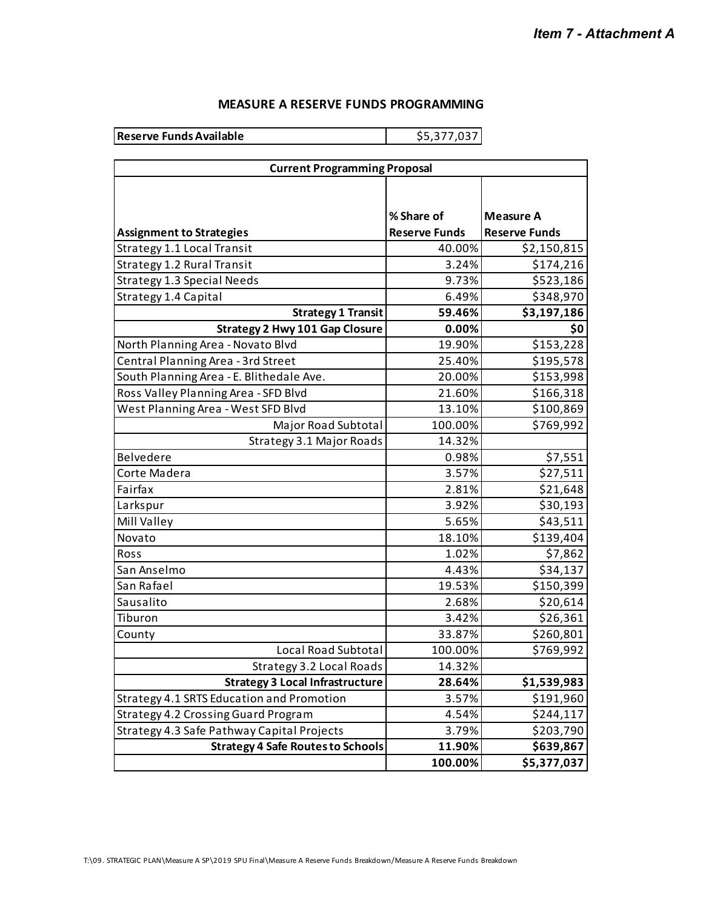*Item 7 - Attachment A*

## MEASURE A RESERVE FUNDS PROGRAMMING

| | |
|---|---|
| **Reserve Funds Available** | $5,377,037 |

| Current Programming Proposal | | |
|---|---|---|
| **Assignment to Strategies** | **% Share of Reserve Funds** | **Measure A Reserve Funds** |
| Strategy 1.1 Local Transit | 40.00% | $2,150,815 |
| Strategy 1.2 Rural Transit | 3.24% | $174,216 |
| Strategy 1.3 Special Needs | 9.73% | $523,186 |
| Strategy 1.4 Capital | 6.49% | $348,970 |
| **Strategy 1 Transit** | **59.46%** | **$3,197,186** |
| **Strategy 2 Hwy 101 Gap Closure** | **0.00%** | **$0** |
| North Planning Area - Novato Blvd | 19.90% | $153,228 |
| Central Planning Area - 3rd Street | 25.40% | $195,578 |
| South Planning Area - E. Blithedale Ave. | 20.00% | $153,998 |
| Ross Valley Planning Area - SFD Blvd | 21.60% | $166,318 |
| West Planning Area - West SFD Blvd | 13.10% | $100,869 |
| Major Road Subtotal | 100.00% | $769,992 |
| Strategy 3.1 Major Roads | 14.32% | |
| Belvedere | 0.98% | $7,551 |
| Corte Madera | 3.57% | $27,511 |
| Fairfax | 2.81% | $21,648 |
| Larkspur | 3.92% | $30,193 |
| Mill Valley | 5.65% | $43,511 |
| Novato | 18.10% | $139,404 |
| Ross | 1.02% | $7,862 |
| San Anselmo | 4.43% | $34,137 |
| San Rafael | 19.53% | $150,399 |
| Sausalito | 2.68% | $20,614 |
| Tiburon | 3.42% | $26,361 |
| County | 33.87% | $260,801 |
| Local Road Subtotal | 100.00% | $769,992 |
| Strategy 3.2 Local Roads | 14.32% | |
| **Strategy 3 Local Infrastructure** | **28.64%** | **$1,539,983** |
| Strategy 4.1 SRTS Education and Promotion | 3.57% | $191,960 |
| Strategy 4.2 Crossing Guard Program | 4.54% | $244,117 |
| Strategy 4.3 Safe Pathway Capital Projects | 3.79% | $203,790 |
| **Strategy 4 Safe Routes to Schools** | **11.90%** | **$639,867** |
| | **100.00%** | **$5,377,037** |

T:\09. STRATEGIC PLAN\Measure A SP\2019 SPU Final\Measure A Reserve Funds Breakdown/Measure A Reserve Funds Breakdown